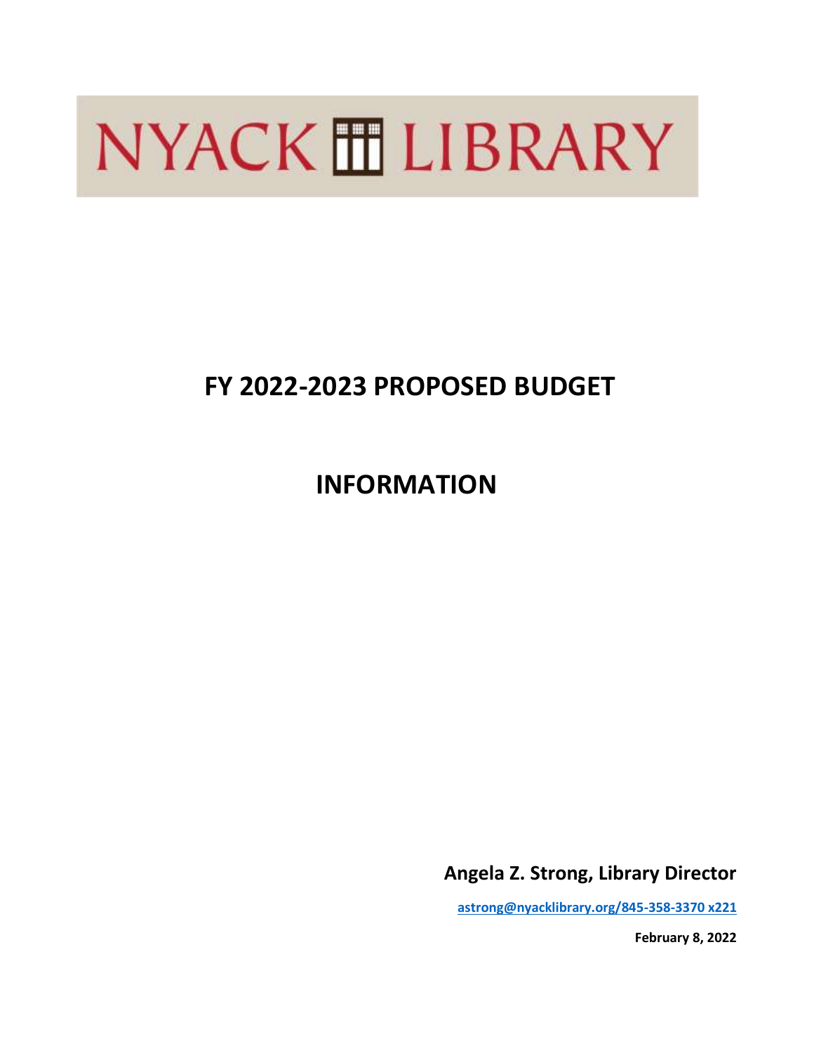# NYACK LIBRARY

# FY 2022-2023 PROPOSED BUDGET

# INFORMATION

**Angela Z. Strong, Library Director**

astrong@nyacklibrary.org/845-358-3370 x221

**February 8, 2022**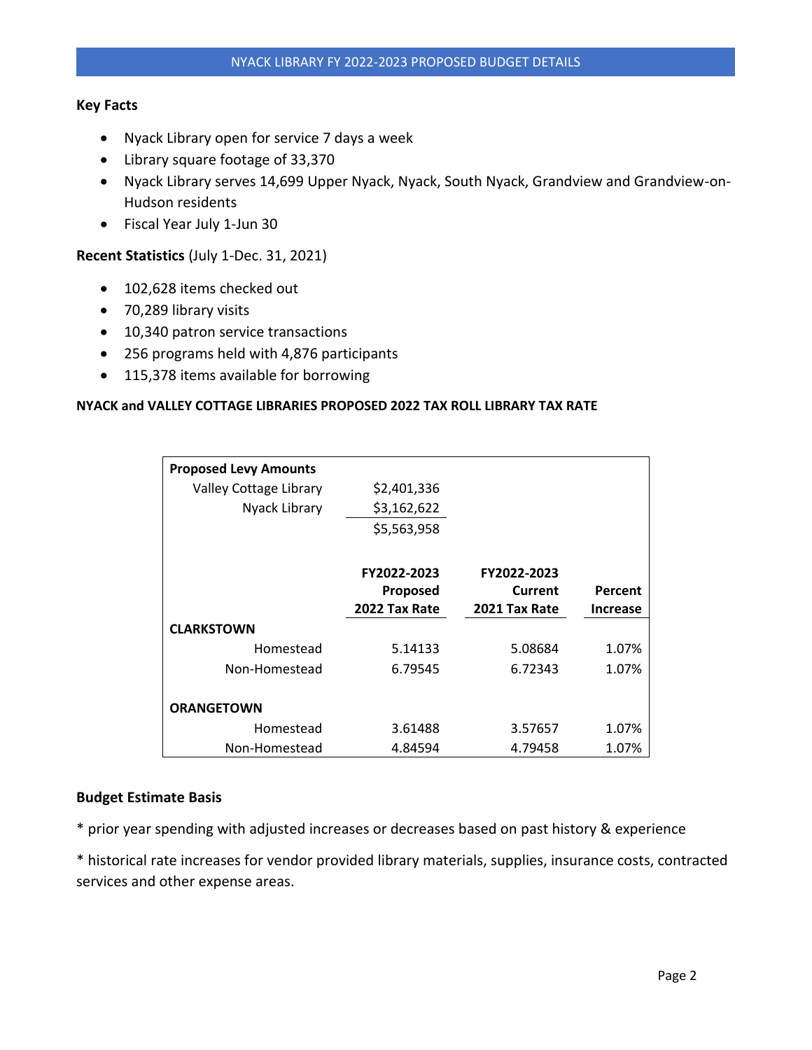## NYACK LIBRARY FY 2022-2023 PROPOSED BUDGET DETAILS

**Key Facts**

- Nyack Library open for service 7 days a week
- Library square footage of 33,370
- Nyack Library serves 14,699 Upper Nyack, Nyack, South Nyack, Grandview and Grandview-on-Hudson residents
- Fiscal Year July 1-Jun 30

**Recent Statistics** (July 1-Dec. 31, 2021)

- 102,628 items checked out
- 70,289 library visits
- 10,340 patron service transactions
- 256 programs held with 4,876 participants
- 115,378 items available for borrowing

**NYACK and VALLEY COTTAGE LIBRARIES PROPOSED 2022 TAX ROLL LIBRARY TAX RATE**

| | | | |
|---|---|---|---|
| **Proposed Levy Amounts** | | | |
| Valley Cottage Library | $2,401,336 | | |
| Nyack Library | $3,162,622 | | |
| | $5,563,958 | | |
| | **FY2022-2023 Proposed 2022 Tax Rate** | **FY2022-2023 Current 2021 Tax Rate** | **Percent Increase** |
| **CLARKSTOWN** | | | |
| Homestead | 5.14133 | 5.08684 | 1.07% |
| Non-Homestead | 6.79545 | 6.72343 | 1.07% |
| **ORANGETOWN** | | | |
| Homestead | 3.61488 | 3.57657 | 1.07% |
| Non-Homestead | 4.84594 | 4.79458 | 1.07% |

**Budget Estimate Basis**

* prior year spending with adjusted increases or decreases based on past history & experience

* historical rate increases for vendor provided library materials, supplies, insurance costs, contracted services and other expense areas.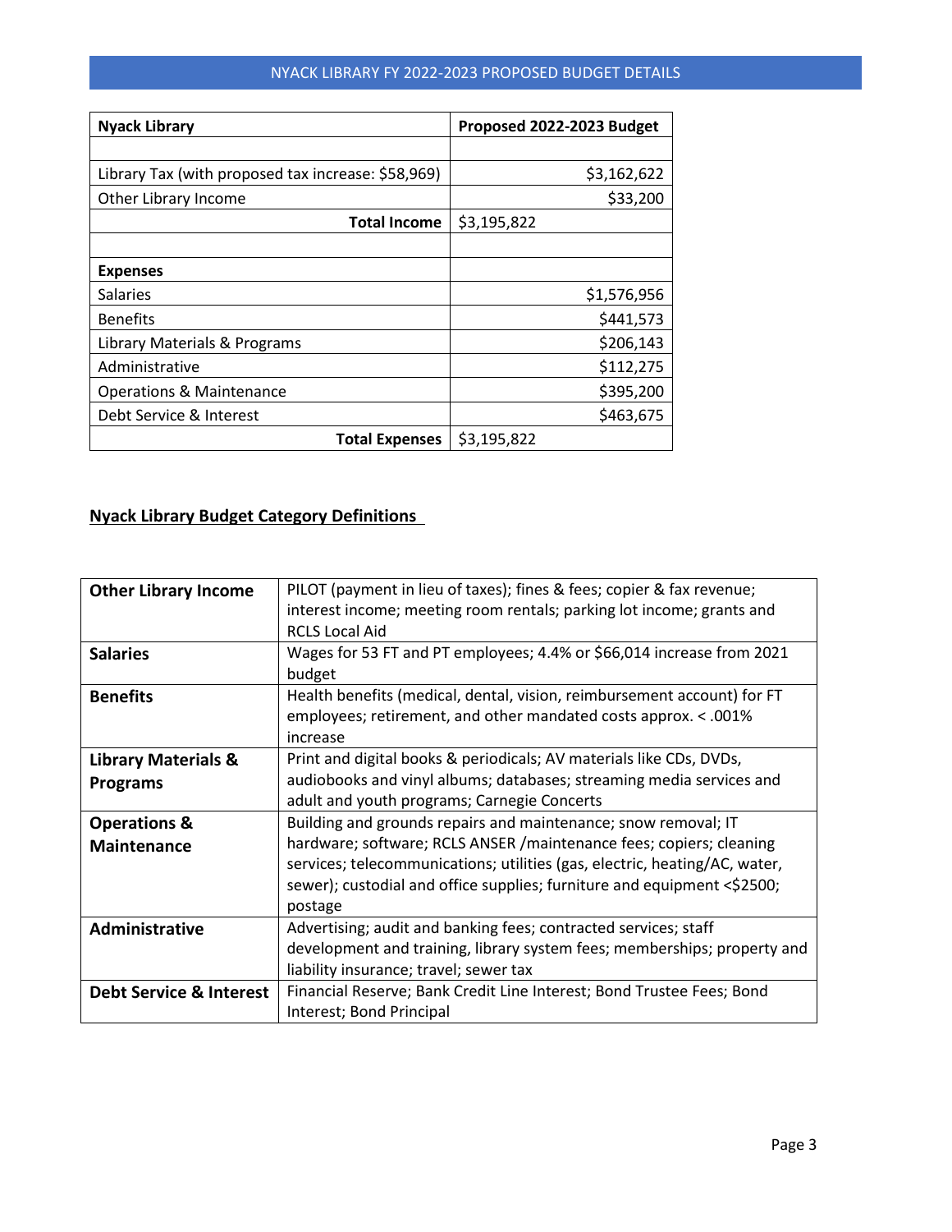# NYACK LIBRARY FY 2022-2023 PROPOSED BUDGET DETAILS

| Nyack Library | Proposed 2022-2023 Budget |
|---|---|
| | |
| Library Tax (with proposed tax increase: $58,969) | $3,162,622 |
| Other Library Income | $33,200 |
| **Total Income** | $3,195,822 |
| | |
| **Expenses** | |
| Salaries | $1,576,956 |
| Benefits | $441,573 |
| Library Materials & Programs | $206,143 |
| Administrative | $112,275 |
| Operations & Maintenance | $395,200 |
| Debt Service & Interest | $463,675 |
| **Total Expenses** | $3,195,822 |

## Nyack Library Budget Category Definitions

| | |
|---|---|
| **Other Library Income** | PILOT (payment in lieu of taxes); fines & fees; copier & fax revenue; interest income; meeting room rentals; parking lot income; grants and RCLS Local Aid |
| **Salaries** | Wages for 53 FT and PT employees; 4.4% or $66,014 increase from 2021 budget |
| **Benefits** | Health benefits (medical, dental, vision, reimbursement account) for FT employees; retirement, and other mandated costs approx. < .001% increase |
| **Library Materials & Programs** | Print and digital books & periodicals; AV materials like CDs, DVDs, audiobooks and vinyl albums; databases; streaming media services and adult and youth programs; Carnegie Concerts |
| **Operations & Maintenance** | Building and grounds repairs and maintenance; snow removal; IT hardware; software; RCLS ANSER /maintenance fees; copiers; cleaning services; telecommunications; utilities (gas, electric, heating/AC, water, sewer); custodial and office supplies; furniture and equipment <$2500; postage |
| **Administrative** | Advertising; audit and banking fees; contracted services; staff development and training, library system fees; memberships; property and liability insurance; travel; sewer tax |
| **Debt Service & Interest** | Financial Reserve; Bank Credit Line Interest; Bond Trustee Fees; Bond Interest; Bond Principal |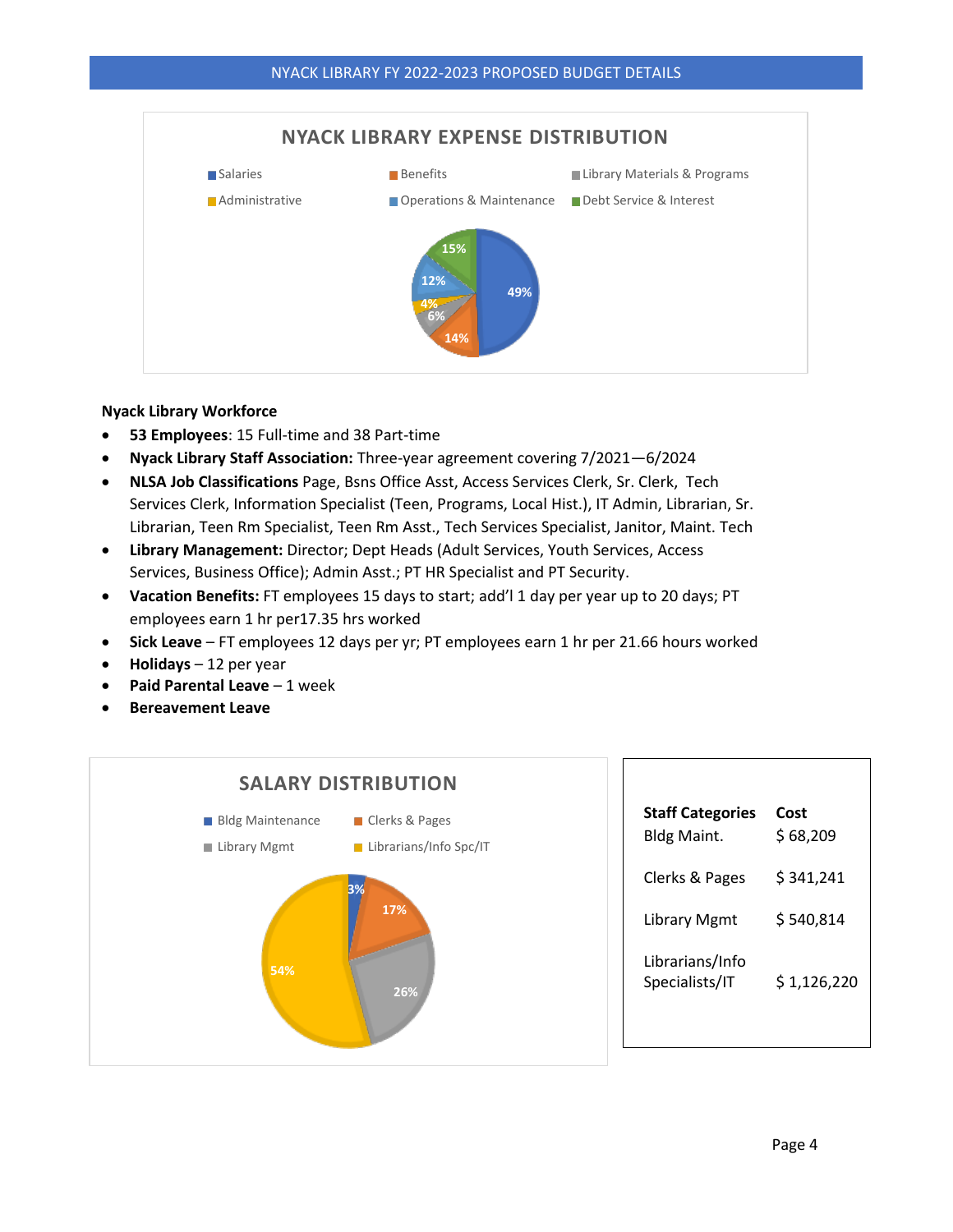NYACK LIBRARY FY 2022-2023 PROPOSED BUDGET DETAILS

## NYACK LIBRARY EXPENSE DISTRIBUTION

Salaries
Benefits
Library Materials & Programs
Administrative
Operations & Maintenance
Debt Service & Interest

49%
14%
6%
4%
12%
15%

### Nyack Library Workforce

- **53 Employees**: 15 Full-time and 38 Part-time
- **Nyack Library Staff Association:** Three-year agreement covering 7/2021—6/2024
- **NLSA Job Classifications** Page, Bsns Office Asst, Access Services Clerk, Sr. Clerk, Tech Services Clerk, Information Specialist (Teen, Programs, Local Hist.), IT Admin, Librarian, Sr. Librarian, Teen Rm Specialist, Teen Rm Asst., Tech Services Specialist, Janitor, Maint. Tech
- **Library Management:** Director; Dept Heads (Adult Services, Youth Services, Access Services, Business Office); Admin Asst.; PT HR Specialist and PT Security.
- **Vacation Benefits:** FT employees 15 days to start; add'l 1 day per year up to 20 days; PT employees earn 1 hr per17.35 hrs worked
- **Sick Leave** – FT employees 12 days per yr; PT employees earn 1 hr per 21.66 hours worked
- **Holidays** – 12 per year
- **Paid Parental Leave** – 1 week
- **Bereavement Leave**

## SALARY DISTRIBUTION

Bldg Maintenance
Clerks & Pages
Library Mgmt
Librarians/Info Spc/IT

3%
17%
26%
54%

| Staff Categories | Cost |
|---|---|
| Bldg Maint. | $ 68,209 |
| Clerks & Pages | $ 341,241 |
| Library Mgmt | $ 540,814 |
| Librarians/Info Specialists/IT | $ 1,126,220 |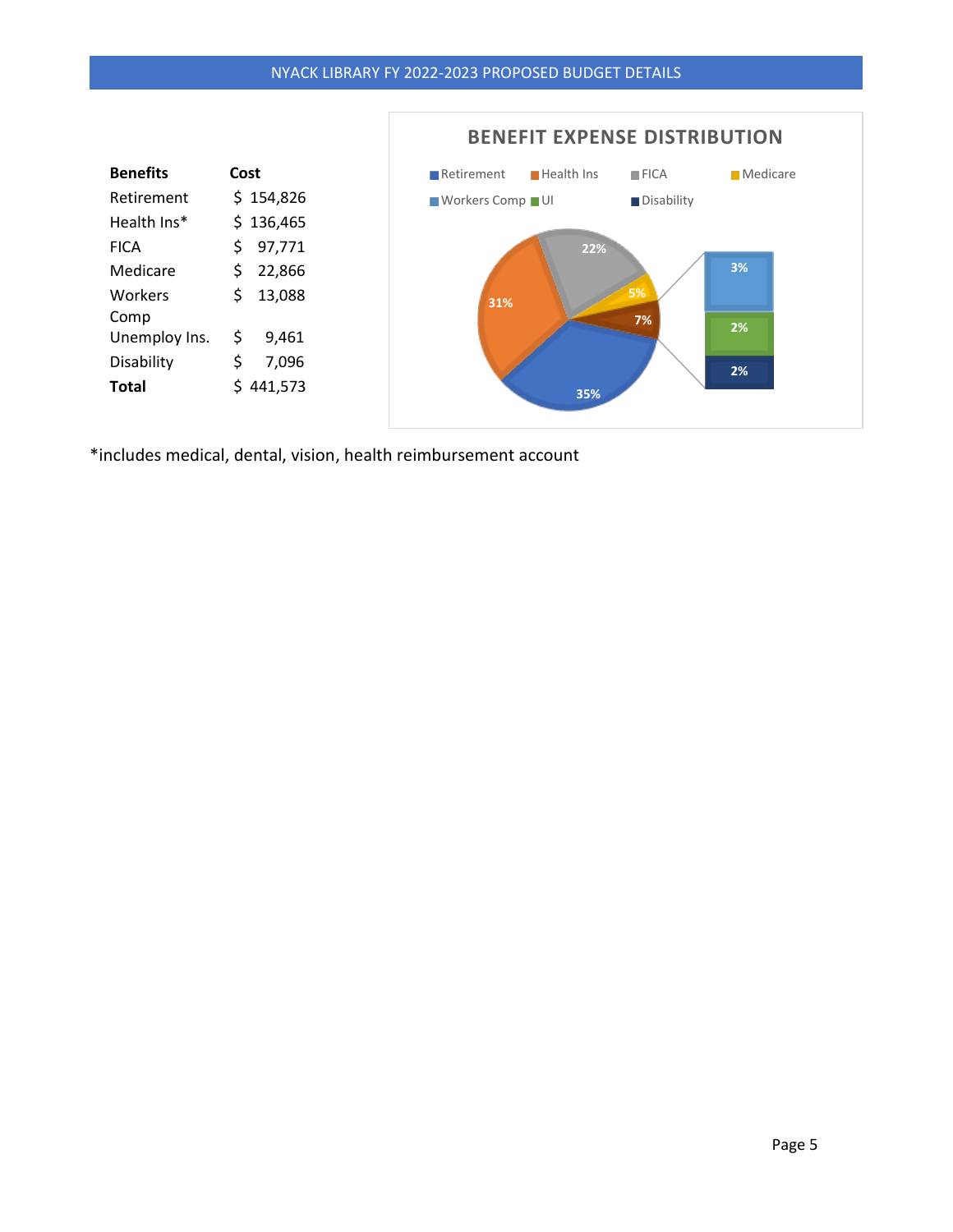| Benefits | Cost |
|---|---|
| Retirement | $ 154,826 |
| Health Ins* | $ 136,465 |
| FICA | $ 97,771 |
| Medicare | $ 22,866 |
| Workers Comp | $ 13,088 |
| Unemploy Ins. | $ 9,461 |
| Disability | $ 7,096 |
| **Total** | $ 441,573 |

BENEFIT EXPENSE DISTRIBUTION

Retirement
Health Ins
FICA
Medicare
Workers Comp
UI
Disability

22%
5%
7%
31%
35%
3%
2%
2%

*includes medical, dental, vision, health reimbursement account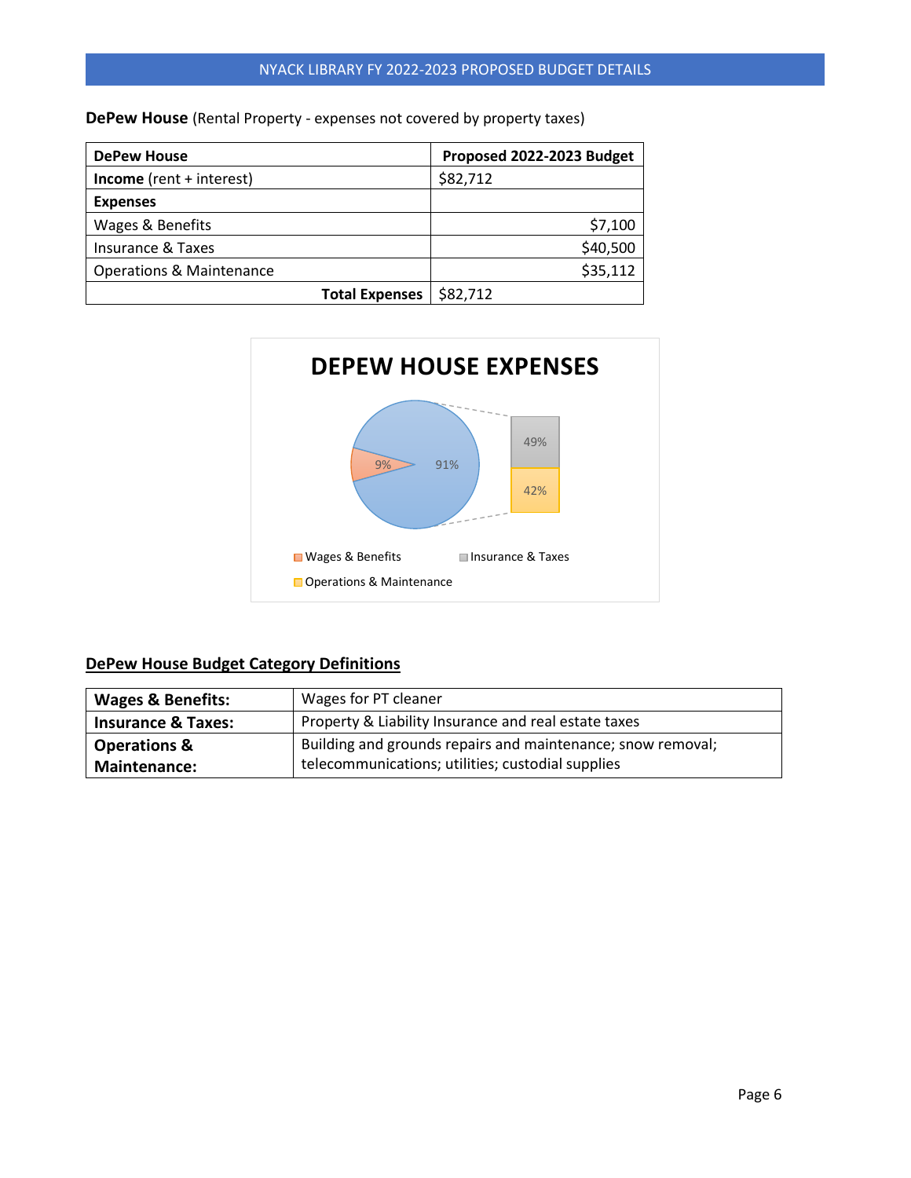**DePew House** (Rental Property - expenses not covered by property taxes)

| DePew House | Proposed 2022-2023 Budget |
|---|---|
| **Income** (rent + interest) | $82,712 |
| **Expenses** | |
| Wages & Benefits | $7,100 |
| Insurance & Taxes | $40,500 |
| Operations & Maintenance | $35,112 |
| **Total Expenses** | $82,712 |

DEPEW HOUSE EXPENSES

9%
91%
49%
42%

Wages & Benefits
Insurance & Taxes
Operations & Maintenance

**DePew House Budget Category Definitions**

| | |
|---|---|
| **Wages & Benefits:** | Wages for PT cleaner |
| **Insurance & Taxes:** | Property & Liability Insurance and real estate taxes |
| **Operations & Maintenance:** | Building and grounds repairs and maintenance; snow removal; telecommunications; utilities; custodial supplies |